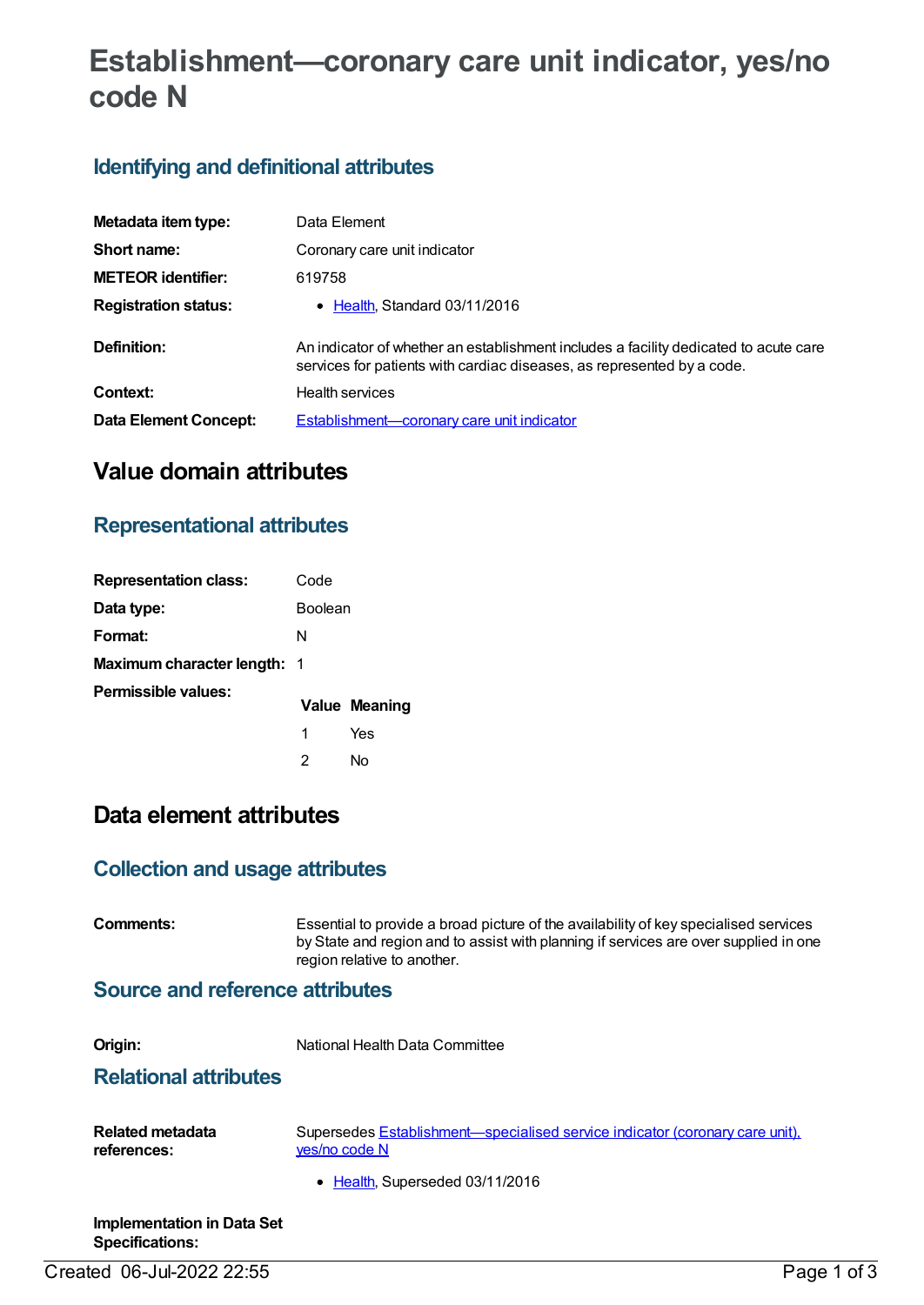# Establishment—coronary care unit indicator, yes/no code N

## Identifying and definitional attributes

| | |
|---|---|
| **Metadata item type:** | Data Element |
| **Short name:** | Coronary care unit indicator |
| **METEOR identifier:** | 619758 |
| **Registration status:** | • Health, Standard 03/11/2016 |
| **Definition:** | An indicator of whether an establishment includes a facility dedicated to acute care services for patients with cardiac diseases, as represented by a code. |
| **Context:** | Health services |
| **Data Element Concept:** | Establishment—coronary care unit indicator |

# Value domain attributes

## Representational attributes

| | |
|---|---|
| **Representation class:** | Code |
| **Data type:** | Boolean |
| **Format:** | N |
| **Maximum character length:** | 1 |

**Permissible values:**

| Value | Meaning |
|---|---|
| 1 | Yes |
| 2 | No |

# Data element attributes

## Collection and usage attributes

**Comments:** Essential to provide a broad picture of the availability of key specialised services by State and region and to assist with planning if services are over supplied in one region relative to another.

## Source and reference attributes

**Origin:** National Health Data Committee

## Relational attributes

**Related metadata references:** Supersedes Establishment—specialised service indicator (coronary care unit), yes/no code N

- Health, Superseded 03/11/2016

**Implementation in Data Set Specifications:**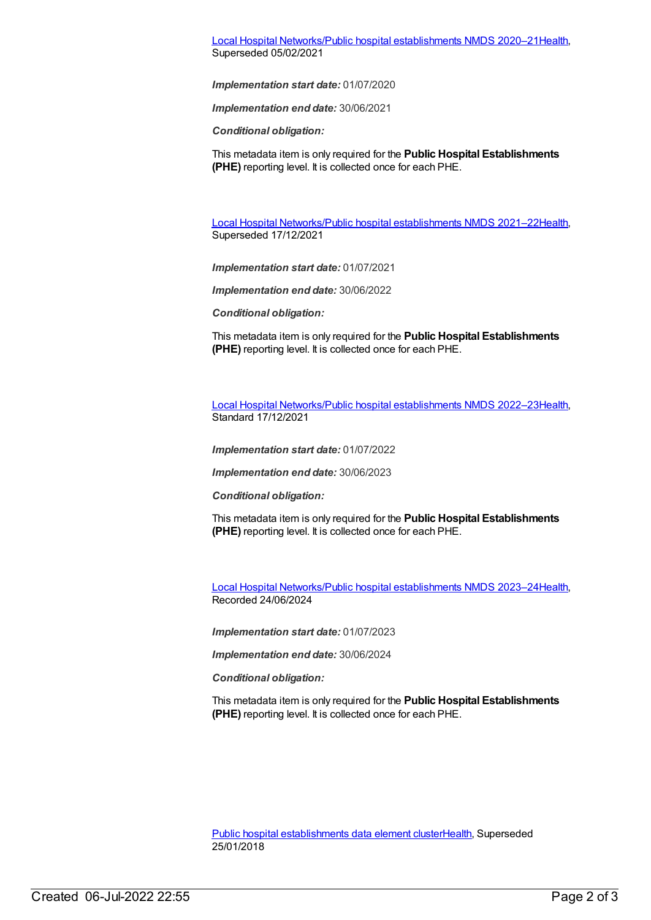Local Hospital Networks/Public hospital establishments NMDS 2020–21Health, Superseded 05/02/2021

***Implementation start date:*** 01/07/2020

***Implementation end date:*** 30/06/2021

***Conditional obligation:***

This metadata item is only required for the **Public Hospital Establishments (PHE)** reporting level. It is collected once for each PHE.

Local Hospital Networks/Public hospital establishments NMDS 2021–22Health, Superseded 17/12/2021

***Implementation start date:*** 01/07/2021

***Implementation end date:*** 30/06/2022

***Conditional obligation:***

This metadata item is only required for the **Public Hospital Establishments (PHE)** reporting level. It is collected once for each PHE.

Local Hospital Networks/Public hospital establishments NMDS 2022–23Health, Standard 17/12/2021

***Implementation start date:*** 01/07/2022

***Implementation end date:*** 30/06/2023

***Conditional obligation:***

This metadata item is only required for the **Public Hospital Establishments (PHE)** reporting level. It is collected once for each PHE.

Local Hospital Networks/Public hospital establishments NMDS 2023–24Health, Recorded 24/06/2024

***Implementation start date:*** 01/07/2023

***Implementation end date:*** 30/06/2024

***Conditional obligation:***

This metadata item is only required for the **Public Hospital Establishments (PHE)** reporting level. It is collected once for each PHE.

Public hospital establishments data element clusterHealth, Superseded 25/01/2018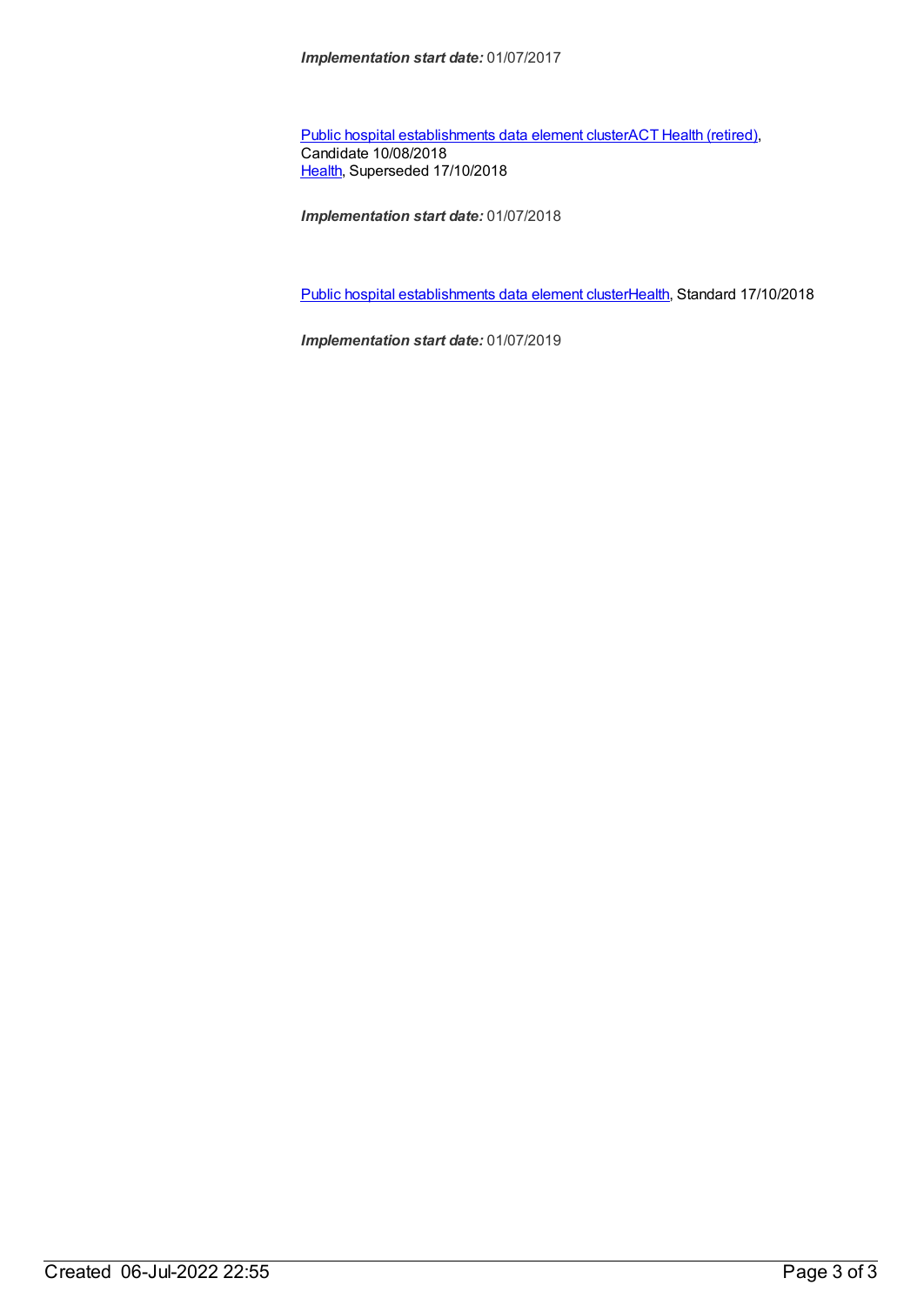***Implementation start date:*** 01/07/2017

Public hospital establishments data element clusterACT Health (retired), Candidate 10/08/2018
Health, Superseded 17/10/2018

***Implementation start date:*** 01/07/2018

Public hospital establishments data element clusterHealth, Standard 17/10/2018

***Implementation start date:*** 01/07/2019